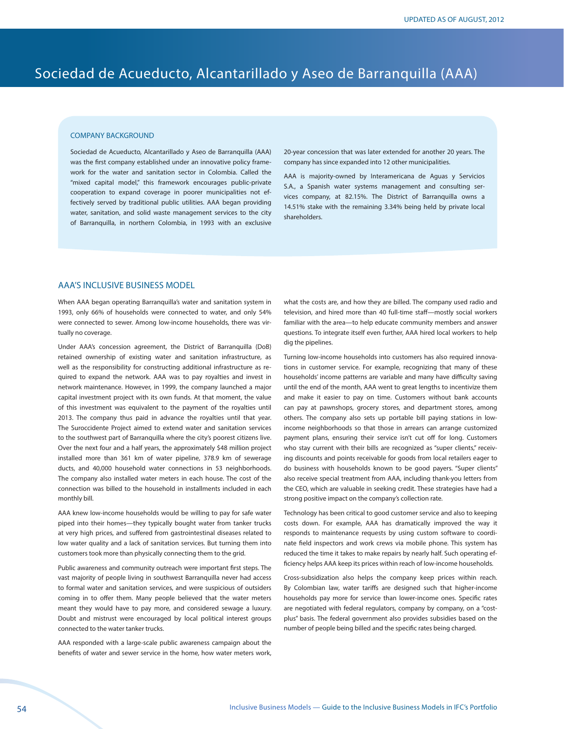# Sociedad de Acueducto, Alcantarillado y Aseo de Barranquilla (AAA)

## COMPANY BACKGROUND

Sociedad de Acueducto, Alcantarillado y Aseo de Barranquilla (AAA) was the first company established under an innovative policy framework for the water and sanitation sector in Colombia. Called the "mixed capital model," this framework encourages public-private cooperation to expand coverage in poorer municipalities not effectively served by traditional public utilities. AAA began providing water, sanitation, and solid waste management services to the city of Barranquilla, in northern Colombia, in 1993 with an exclusive 20-year concession that was later extended for another 20 years. The company has since expanded into 12 other municipalities.

AAA is majority-owned by Interamericana de Aguas y Servicios S.A., a Spanish water systems management and consulting services company, at 82.15%. The District of Barranquilla owns a 14.51% stake with the remaining 3.34% being held by private local shareholders.

## AAA'S INCLUSIVE BUSINESS MODEL

When AAA began operating Barranquilla's water and sanitation system in 1993, only 66% of households were connected to water, and only 54% were connected to sewer. Among low-income households, there was virtually no coverage.

Under AAA's concession agreement, the District of Barranquilla (DoB) retained ownership of existing water and sanitation infrastructure, as well as the responsibility for constructing additional infrastructure as required to expand the network. AAA was to pay royalties and invest in network maintenance. However, in 1999, the company launched a major capital investment project with its own funds. At that moment, the value of this investment was equivalent to the payment of the royalties until 2013. The company thus paid in advance the royalties until that year. The Suroccidente Project aimed to extend water and sanitation services to the southwest part of Barranquilla where the city's poorest citizens live. Over the next four and a half years, the approximately $48 million project installed more than 361 km of water pipeline, 378.9 km of sewerage ducts, and 40,000 household water connections in 53 neighborhoods. The company also installed water meters in each house. The cost of the connection was billed to the household in installments included in each monthly bill.

AAA knew low-income households would be willing to pay for safe water piped into their homes—they typically bought water from tanker trucks at very high prices, and suffered from gastrointestinal diseases related to low water quality and a lack of sanitation services. But turning them into customers took more than physically connecting them to the grid.

Public awareness and community outreach were important first steps. The vast majority of people living in southwest Barranquilla never had access to formal water and sanitation services, and were suspicious of outsiders coming in to offer them. Many people believed that the water meters meant they would have to pay more, and considered sewage a luxury. Doubt and mistrust were encouraged by local political interest groups connected to the water tanker trucks.

AAA responded with a large-scale public awareness campaign about the benefits of water and sewer service in the home, how water meters work, what the costs are, and how they are billed. The company used radio and television, and hired more than 40 full-time staff—mostly social workers familiar with the area—to help educate community members and answer questions. To integrate itself even further, AAA hired local workers to help dig the pipelines.

Turning low-income households into customers has also required innovations in customer service. For example, recognizing that many of these households' income patterns are variable and many have difficulty saving until the end of the month, AAA went to great lengths to incentivize them and make it easier to pay on time. Customers without bank accounts can pay at pawnshops, grocery stores, and department stores, among others. The company also sets up portable bill paying stations in low-income neighborhoods so that those in arrears can arrange customized payment plans, ensuring their service isn't cut off for long. Customers who stay current with their bills are recognized as "super clients," receiving discounts and points receivable for goods from local retailers eager to do business with households known to be good payers. "Super clients" also receive special treatment from AAA, including thank-you letters from the CEO, which are valuable in seeking credit. These strategies have had a strong positive impact on the company's collection rate.

Technology has been critical to good customer service and also to keeping costs down. For example, AAA has dramatically improved the way it responds to maintenance requests by using custom software to coordinate field inspectors and work crews via mobile phone. This system has reduced the time it takes to make repairs by nearly half. Such operating efficiency helps AAA keep its prices within reach of low-income households.

Cross-subsidization also helps the company keep prices within reach. By Colombian law, water tariffs are designed such that higher-income households pay more for service than lower-income ones. Specific rates are negotiated with federal regulators, company by company, on a "cost-plus" basis. The federal government also provides subsidies based on the number of people being billed and the specific rates being charged.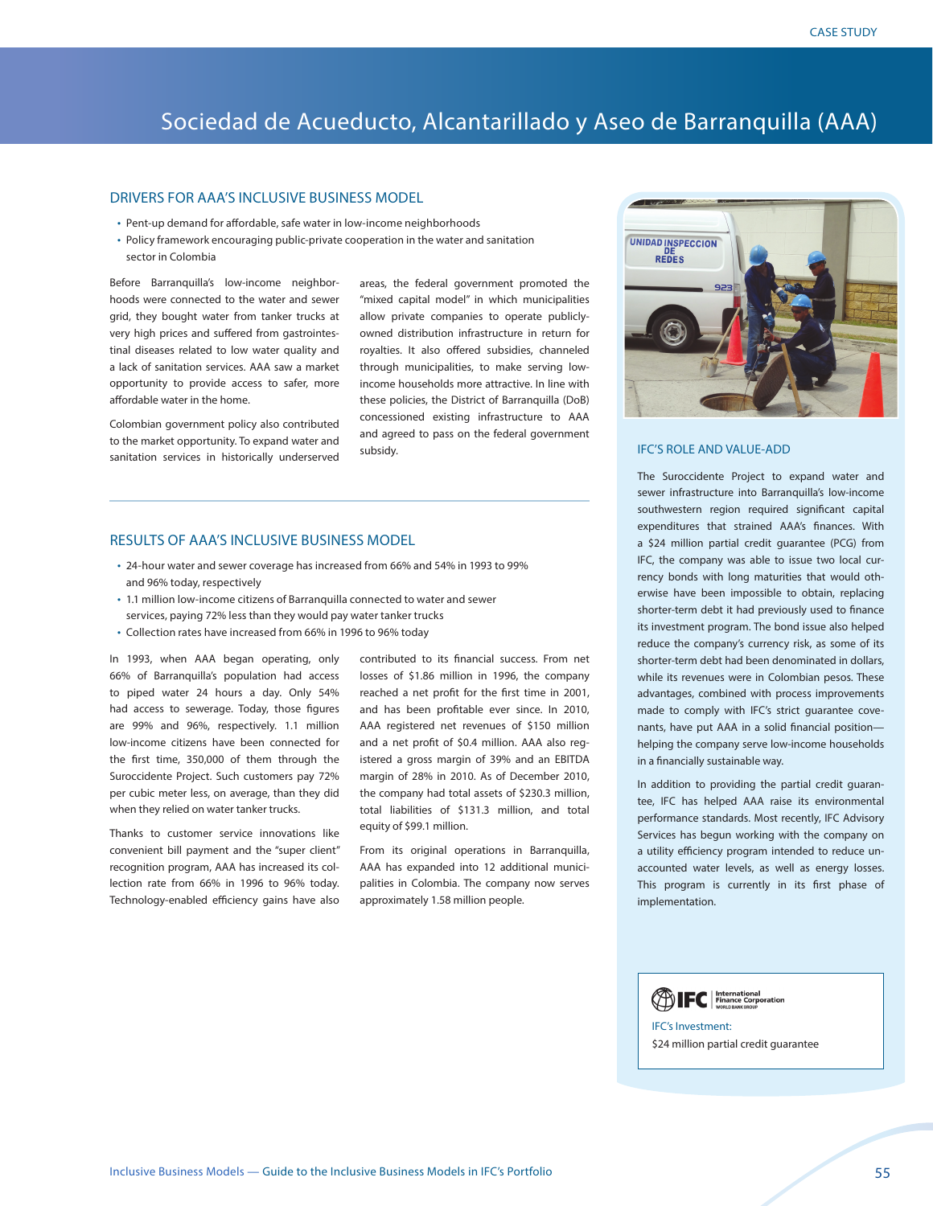# Sociedad de Acueducto, Alcantarillado y Aseo de Barranquilla (AAA)

## DRIVERS FOR AAA'S INCLUSIVE BUSINESS MODEL

- Pent-up demand for affordable, safe water in low-income neighborhoods
- Policy framework encouraging public-private cooperation in the water and sanitation sector in Colombia

Before Barranquilla's low-income neighborhoods were connected to the water and sewer grid, they bought water from tanker trucks at very high prices and suffered from gastrointestinal diseases related to low water quality and a lack of sanitation services. AAA saw a market opportunity to provide access to safer, more affordable water in the home.

Colombian government policy also contributed to the market opportunity. To expand water and sanitation services in historically underserved areas, the federal government promoted the "mixed capital model" in which municipalities allow private companies to operate publicly-owned distribution infrastructure in return for royalties. It also offered subsidies, channeled through municipalities, to make serving low-income households more attractive. In line with these policies, the District of Barranquilla (DoB) concessioned existing infrastructure to AAA and agreed to pass on the federal government subsidy.

## RESULTS OF AAA'S INCLUSIVE BUSINESS MODEL

- 24-hour water and sewer coverage has increased from 66% and 54% in 1993 to 99% and 96% today, respectively
- 1.1 million low-income citizens of Barranquilla connected to water and sewer services, paying 72% less than they would pay water tanker trucks
- Collection rates have increased from 66% in 1996 to 96% today

In 1993, when AAA began operating, only 66% of Barranquilla's population had access to piped water 24 hours a day. Only 54% had access to sewerage. Today, those figures are 99% and 96%, respectively. 1.1 million low-income citizens have been connected for the first time, 350,000 of them through the Suroccidente Project. Such customers pay 72% per cubic meter less, on average, than they did when they relied on water tanker trucks.

Thanks to customer service innovations like convenient bill payment and the "super client" recognition program, AAA has increased its collection rate from 66% in 1996 to 96% today. Technology-enabled efficiency gains have also contributed to its financial success. From net losses of $1.86 million in 1996, the company reached a net profit for the first time in 2001, and has been profitable ever since. In 2010, AAA registered net revenues of $150 million and a net profit of $0.4 million. AAA also registered a gross margin of 39% and an EBITDA margin of 28% in 2010. As of December 2010, the company had total assets of $230.3 million, total liabilities of $131.3 million, and total equity of $99.1 million.

From its original operations in Barranquilla, AAA has expanded into 12 additional municipalities in Colombia. The company now serves approximately 1.58 million people.

## IFC'S ROLE AND VALUE-ADD

The Suroccidente Project to expand water and sewer infrastructure into Barranquilla's low-income southwestern region required significant capital expenditures that strained AAA's finances. With a $24 million partial credit guarantee (PCG) from IFC, the company was able to issue two local currency bonds with long maturities that would otherwise have been impossible to obtain, replacing shorter-term debt it had previously used to finance its investment program. The bond issue also helped reduce the company's currency risk, as some of its shorter-term debt had been denominated in dollars, while its revenues were in Colombian pesos. These advantages, combined with process improvements made to comply with IFC's strict guarantee covenants, have put AAA in a solid financial position—helping the company serve low-income households in a financially sustainable way.

In addition to providing the partial credit guarantee, IFC has helped AAA raise its environmental performance standards. Most recently, IFC Advisory Services has begun working with the company on a utility efficiency program intended to reduce unaccounted water levels, as well as energy losses. This program is currently in its first phase of implementation.

IFC International Finance Corporation World Bank Group

IFC's Investment:
$24 million partial credit guarantee